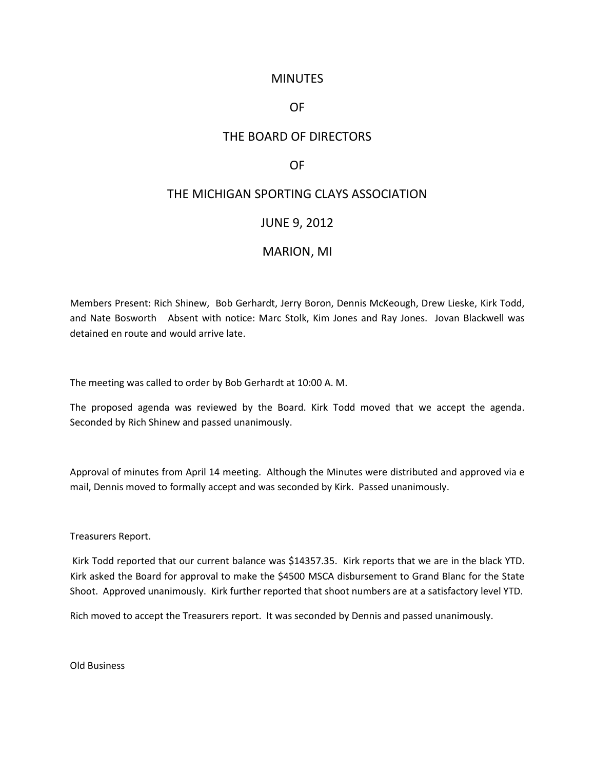# MINUTES

# OF

# THE BOARD OF DIRECTORS

# OF

# THE MICHIGAN SPORTING CLAYS ASSOCIATION

# JUNE 9, 2012

# MARION, MI

Members Present: Rich Shinew, Bob Gerhardt, Jerry Boron, Dennis McKeough, Drew Lieske, Kirk Todd, and Nate Bosworth Absent with notice: Marc Stolk, Kim Jones and Ray Jones. Jovan Blackwell was detained en route and would arrive late.

The meeting was called to order by Bob Gerhardt at 10:00 A. M.

The proposed agenda was reviewed by the Board. Kirk Todd moved that we accept the agenda. Seconded by Rich Shinew and passed unanimously.

Approval of minutes from April 14 meeting. Although the Minutes were distributed and approved via e mail, Dennis moved to formally accept and was seconded by Kirk. Passed unanimously.

Treasurers Report.

Kirk Todd reported that our current balance was $14357.35. Kirk reports that we are in the black YTD. Kirk asked the Board for approval to make the $4500 MSCA disbursement to Grand Blanc for the State Shoot. Approved unanimously. Kirk further reported that shoot numbers are at a satisfactory level YTD.

Rich moved to accept the Treasurers report. It was seconded by Dennis and passed unanimously.

Old Business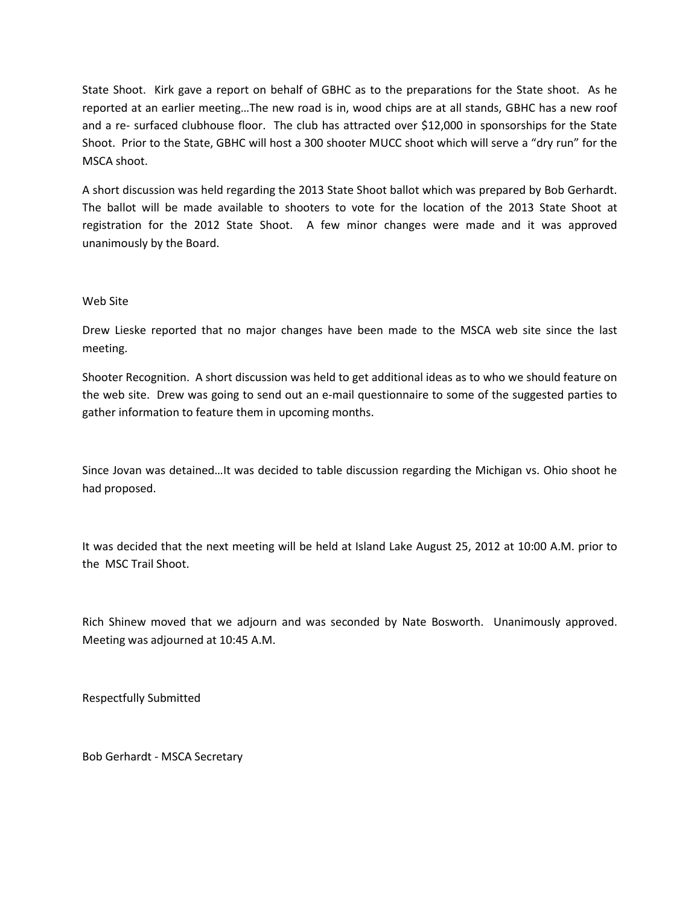State Shoot. Kirk gave a report on behalf of GBHC as to the preparations for the State shoot. As he reported at an earlier meeting…The new road is in, wood chips are at all stands, GBHC has a new roof and a re- surfaced clubhouse floor. The club has attracted over $12,000 in sponsorships for the State Shoot. Prior to the State, GBHC will host a 300 shooter MUCC shoot which will serve a "dry run" for the MSCA shoot.

A short discussion was held regarding the 2013 State Shoot ballot which was prepared by Bob Gerhardt. The ballot will be made available to shooters to vote for the location of the 2013 State Shoot at registration for the 2012 State Shoot. A few minor changes were made and it was approved unanimously by the Board.

Web Site

Drew Lieske reported that no major changes have been made to the MSCA web site since the last meeting.

Shooter Recognition. A short discussion was held to get additional ideas as to who we should feature on the web site. Drew was going to send out an e-mail questionnaire to some of the suggested parties to gather information to feature them in upcoming months.

Since Jovan was detained…It was decided to table discussion regarding the Michigan vs. Ohio shoot he had proposed.

It was decided that the next meeting will be held at Island Lake August 25, 2012 at 10:00 A.M. prior to the MSC Trail Shoot.

Rich Shinew moved that we adjourn and was seconded by Nate Bosworth. Unanimously approved. Meeting was adjourned at 10:45 A.M.

Respectfully Submitted

Bob Gerhardt - MSCA Secretary